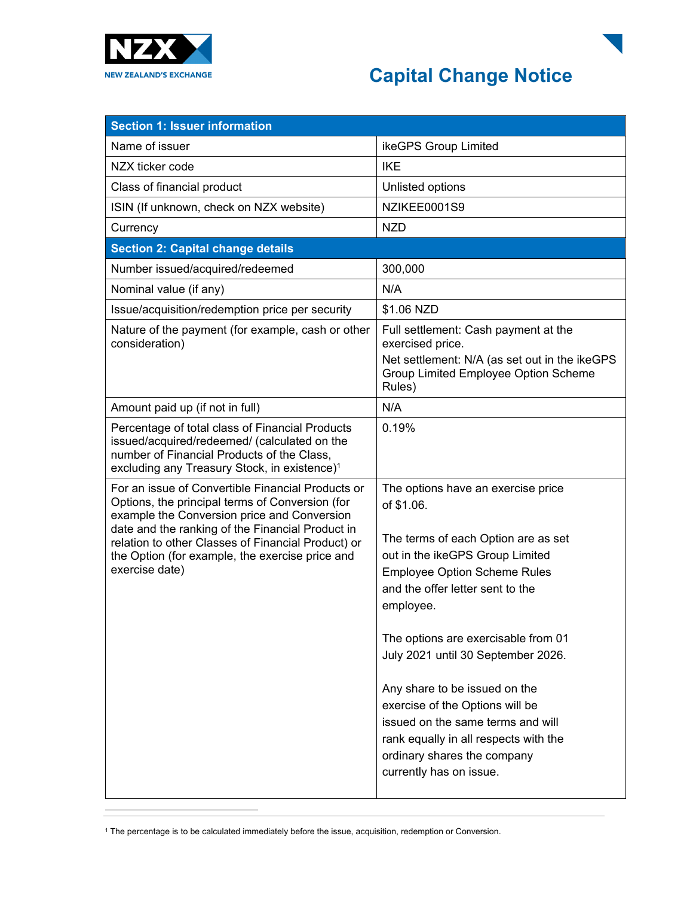NZX NEW ZEALAND'S EXCHANGE

# Capital Change Notice

| Section 1: Issuer information | |
|---|---|
| Name of issuer | ikeGPS Group Limited |
| NZX ticker code | IKE |
| Class of financial product | Unlisted options |
| ISIN (If unknown, check on NZX website) | NZIKEE0001S9 |
| Currency | NZD |
| **Section 2: Capital change details** | |
| Number issued/acquired/redeemed | 300,000 |
| Nominal value (if any) | N/A |
| Issue/acquisition/redemption price per security | $1.06 NZD |
| Nature of the payment (for example, cash or other consideration) | Full settlement: Cash payment at the exercised price.<br>Net settlement: N/A (as set out in the ikeGPS Group Limited Employee Option Scheme Rules) |
| Amount paid up (if not in full) | N/A |
| Percentage of total class of Financial Products issued/acquired/redeemed/ (calculated on the number of Financial Products of the Class, excluding any Treasury Stock, in existence)[1] | 0.19% |
| For an issue of Convertible Financial Products or Options, the principal terms of Conversion (for example the Conversion price and Conversion date and the ranking of the Financial Product in relation to other Classes of Financial Product) or the Option (for example, the exercise price and exercise date) | The options have an exercise price of $1.06.<br><br>The terms of each Option are as set out in the ikeGPS Group Limited Employee Option Scheme Rules and the offer letter sent to the employee.<br><br>The options are exercisable from 01 July 2021 until 30 September 2026.<br><br>Any share to be issued on the exercise of the Options will be issued on the same terms and will rank equally in all respects with the ordinary shares the company currently has on issue. |

[1] The percentage is to be calculated immediately before the issue, acquisition, redemption or Conversion.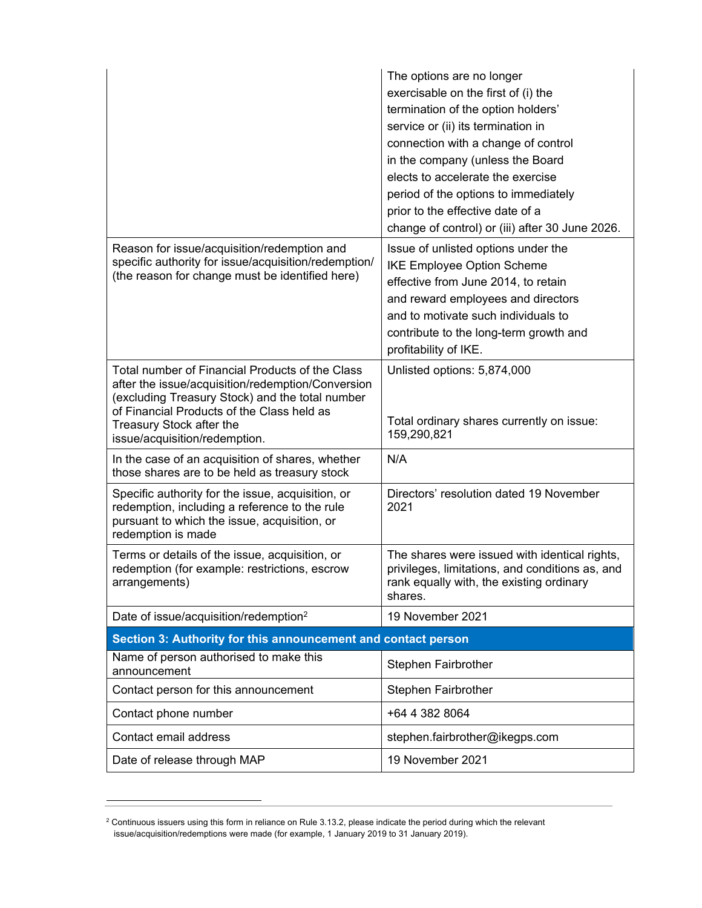| | |
|---|---|
| | The options are no longer exercisable on the first of (i) the termination of the option holders' service or (ii) its termination in connection with a change of control in the company (unless the Board elects to accelerate the exercise period of the options to immediately prior to the effective date of a change of control) or (iii) after 30 June 2026. |
| Reason for issue/acquisition/redemption and specific authority for issue/acquisition/redemption/ (the reason for change must be identified here) | Issue of unlisted options under the IKE Employee Option Scheme effective from June 2014, to retain and reward employees and directors and to motivate such individuals to contribute to the long-term growth and profitability of IKE. |
| Total number of Financial Products of the Class after the issue/acquisition/redemption/Conversion (excluding Treasury Stock) and the total number of Financial Products of the Class held as Treasury Stock after the issue/acquisition/redemption. | Unlisted options: 5,874,000<br><br>Total ordinary shares currently on issue: 159,290,821 |
| In the case of an acquisition of shares, whether those shares are to be held as treasury stock | N/A |
| Specific authority for the issue, acquisition, or redemption, including a reference to the rule pursuant to which the issue, acquisition, or redemption is made | Directors' resolution dated 19 November 2021 |
| Terms or details of the issue, acquisition, or redemption (for example: restrictions, escrow arrangements) | The shares were issued with identical rights, privileges, limitations, and conditions as, and rank equally with, the existing ordinary shares. |
| Date of issue/acquisition/redemption[2] | 19 November 2021 |
| **Section 3: Authority for this announcement and contact person** | |
| Name of person authorised to make this announcement | Stephen Fairbrother |
| Contact person for this announcement | Stephen Fairbrother |
| Contact phone number | +64 4 382 8064 |
| Contact email address | stephen.fairbrother@ikegps.com |
| Date of release through MAP | 19 November 2021 |

[2] Continuous issuers using this form in reliance on Rule 3.13.2, please indicate the period during which the relevant issue/acquisition/redemptions were made (for example, 1 January 2019 to 31 January 2019).